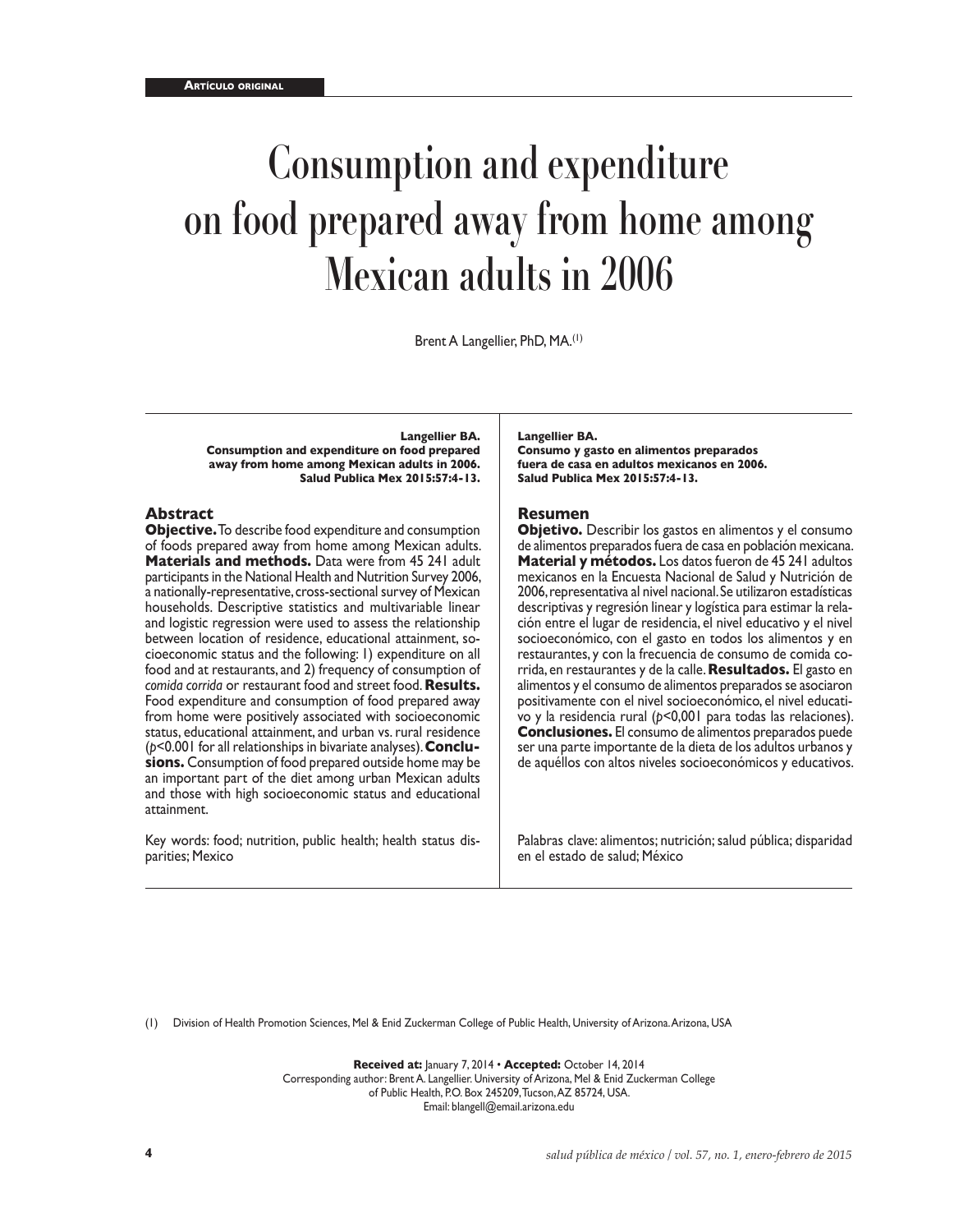Artículo original

# Consumption and expenditure on food prepared away from home among Mexican adults in 2006

Brent A Langellier, PhD, MA.[1]

**Langellier BA.**
**Consumption and expenditure on food prepared away from home among Mexican adults in 2006.**
**Salud Publica Mex 2015:57:4-13.**

## Abstract

**Objective.** To describe food expenditure and consumption of foods prepared away from home among Mexican adults. **Materials and methods.** Data were from 45 241 adult participants in the National Health and Nutrition Survey 2006, a nationally-representative, cross-sectional survey of Mexican households. Descriptive statistics and multivariable linear and logistic regression were used to assess the relationship between location of residence, educational attainment, socioeconomic status and the following: 1) expenditure on all food and at restaurants, and 2) frequency of consumption of *comida corrida* or restaurant food and street food. **Results.** Food expenditure and consumption of food prepared away from home were positively associated with socioeconomic status, educational attainment, and urban vs. rural residence ($p<0.001$ for all relationships in bivariate analyses). **Conclusions.** Consumption of food prepared outside home may be an important part of the diet among urban Mexican adults and those with high socioeconomic status and educational attainment.

Key words: food; nutrition, public health; health status disparities; Mexico

**Langellier BA.**
**Consumo y gasto en alimentos preparados fuera de casa en adultos mexicanos en 2006.**
**Salud Publica Mex 2015:57:4-13.**

## Resumen

**Objetivo.** Describir los gastos en alimentos y el consumo de alimentos preparados fuera de casa en población mexicana. **Material y métodos.** Los datos fueron de 45 241 adultos mexicanos en la Encuesta Nacional de Salud y Nutrición de 2006, representativa al nivel nacional. Se utilizaron estadísticas descriptivas y regresión linear y logística para estimar la relación entre el lugar de residencia, el nivel educativo y el nivel socioeconómico, con el gasto en todos los alimentos y en restaurantes, y con la frecuencia de consumo de comida corrida, en restaurantes y de la calle. **Resultados.** El gasto en alimentos y el consumo de alimentos preparados se asociaron positivamente con el nivel socioeconómico, el nivel educativo y la residencia rural ($p<0,001$ para todas las relaciones). **Conclusiones.** El consumo de alimentos preparados puede ser una parte importante de la dieta de los adultos urbanos y de aquéllos con altos niveles socioeconómicos y educativos.

Palabras clave: alimentos; nutrición; salud pública; disparidad en el estado de salud; México

(1) Division of Health Promotion Sciences, Mel & Enid Zuckerman College of Public Health, University of Arizona. Arizona, USA

**Received at:** January 7, 2014 • **Accepted:** October 14, 2014
Corresponding author: Brent A. Langellier. University of Arizona, Mel & Enid Zuckerman College of Public Health, P.O. Box 245209, Tucson, AZ 85724, USA.
Email: blangell@email.arizona.edu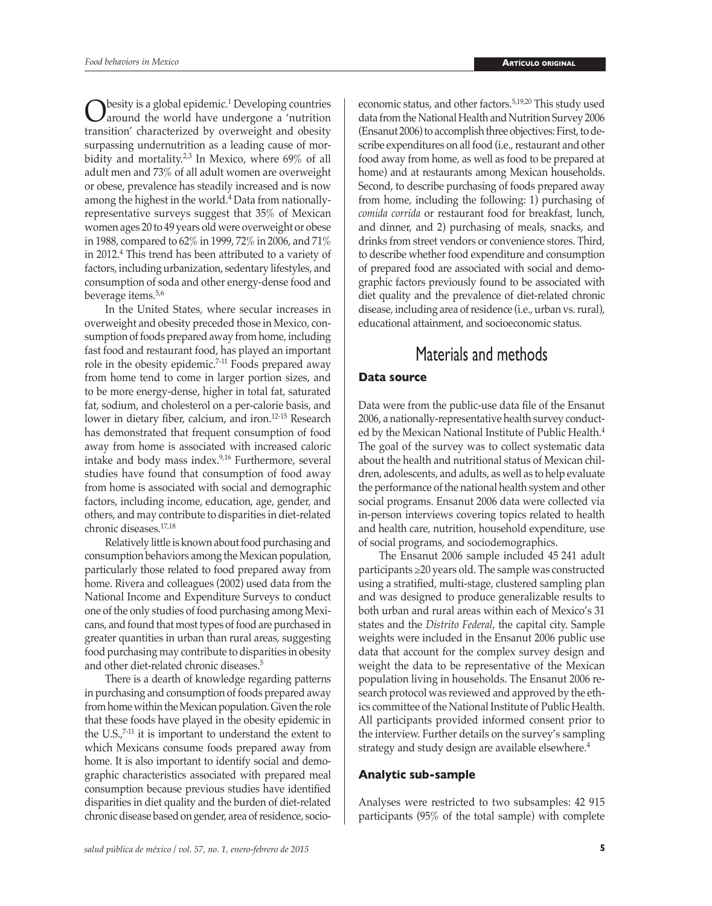Obesity is a global epidemic.[1] Developing countries around the world have undergone a 'nutrition transition' characterized by overweight and obesity surpassing undernutrition as a leading cause of morbidity and mortality.[2,3] In Mexico, where 69% of all adult men and 73% of all adult women are overweight or obese, prevalence has steadily increased and is now among the highest in the world.[4] Data from nationally-representative surveys suggest that 35% of Mexican women ages 20 to 49 years old were overweight or obese in 1988, compared to 62% in 1999, 72% in 2006, and 71% in 2012.[4] This trend has been attributed to a variety of factors, including urbanization, sedentary lifestyles, and consumption of soda and other energy-dense food and beverage items.[5,6]

In the United States, where secular increases in overweight and obesity preceded those in Mexico, consumption of foods prepared away from home, including fast food and restaurant food, has played an important role in the obesity epidemic.[7-11] Foods prepared away from home tend to come in larger portion sizes, and to be more energy-dense, higher in total fat, saturated fat, sodium, and cholesterol on a per-calorie basis, and lower in dietary fiber, calcium, and iron.[12-15] Research has demonstrated that frequent consumption of food away from home is associated with increased caloric intake and body mass index.[9,16] Furthermore, several studies have found that consumption of food away from home is associated with social and demographic factors, including income, education, age, gender, and others, and may contribute to disparities in diet-related chronic diseases.[17,18]

Relatively little is known about food purchasing and consumption behaviors among the Mexican population, particularly those related to food prepared away from home. Rivera and colleagues (2002) used data from the National Income and Expenditure Surveys to conduct one of the only studies of food purchasing among Mexicans, and found that most types of food are purchased in greater quantities in urban than rural areas, suggesting food purchasing may contribute to disparities in obesity and other diet-related chronic diseases.[5]

There is a dearth of knowledge regarding patterns in purchasing and consumption of foods prepared away from home within the Mexican population. Given the role that these foods have played in the obesity epidemic in the U.S.,[7-11] it is important to understand the extent to which Mexicans consume foods prepared away from home. It is also important to identify social and demographic characteristics associated with prepared meal consumption because previous studies have identified disparities in diet quality and the burden of diet-related chronic disease based on gender, area of residence, socioeconomic status, and other factors.[5,19,20] This study used data from the National Health and Nutrition Survey 2006 (Ensanut 2006) to accomplish three objectives: First, to describe expenditures on all food (i.e., restaurant and other food away from home, as well as food to be prepared at home) and at restaurants among Mexican households. Second, to describe purchasing of foods prepared away from home, including the following: 1) purchasing of *comida corrida* or restaurant food for breakfast, lunch, and dinner, and 2) purchasing of meals, snacks, and drinks from street vendors or convenience stores. Third, to describe whether food expenditure and consumption of prepared food are associated with social and demographic factors previously found to be associated with diet quality and the prevalence of diet-related chronic disease, including area of residence (i.e., urban vs. rural), educational attainment, and socioeconomic status.

# Materials and methods

## Data source

Data were from the public-use data file of the Ensanut 2006, a nationally-representative health survey conducted by the Mexican National Institute of Public Health.[4] The goal of the survey was to collect systematic data about the health and nutritional status of Mexican children, adolescents, and adults, as well as to help evaluate the performance of the national health system and other social programs. Ensanut 2006 data were collected via in-person interviews covering topics related to health and health care, nutrition, household expenditure, use of social programs, and sociodemographics.

The Ensanut 2006 sample included 45 241 adult participants ≥20 years old. The sample was constructed using a stratified, multi-stage, clustered sampling plan and was designed to produce generalizable results to both urban and rural areas within each of Mexico's 31 states and the *Distrito Federal*, the capital city. Sample weights were included in the Ensanut 2006 public use data that account for the complex survey design and weight the data to be representative of the Mexican population living in households. The Ensanut 2006 research protocol was reviewed and approved by the ethics committee of the National Institute of Public Health. All participants provided informed consent prior to the interview. Further details on the survey's sampling strategy and study design are available elsewhere.[4]

## Analytic sub-sample

Analyses were restricted to two subsamples: 42 915 participants (95% of the total sample) with complete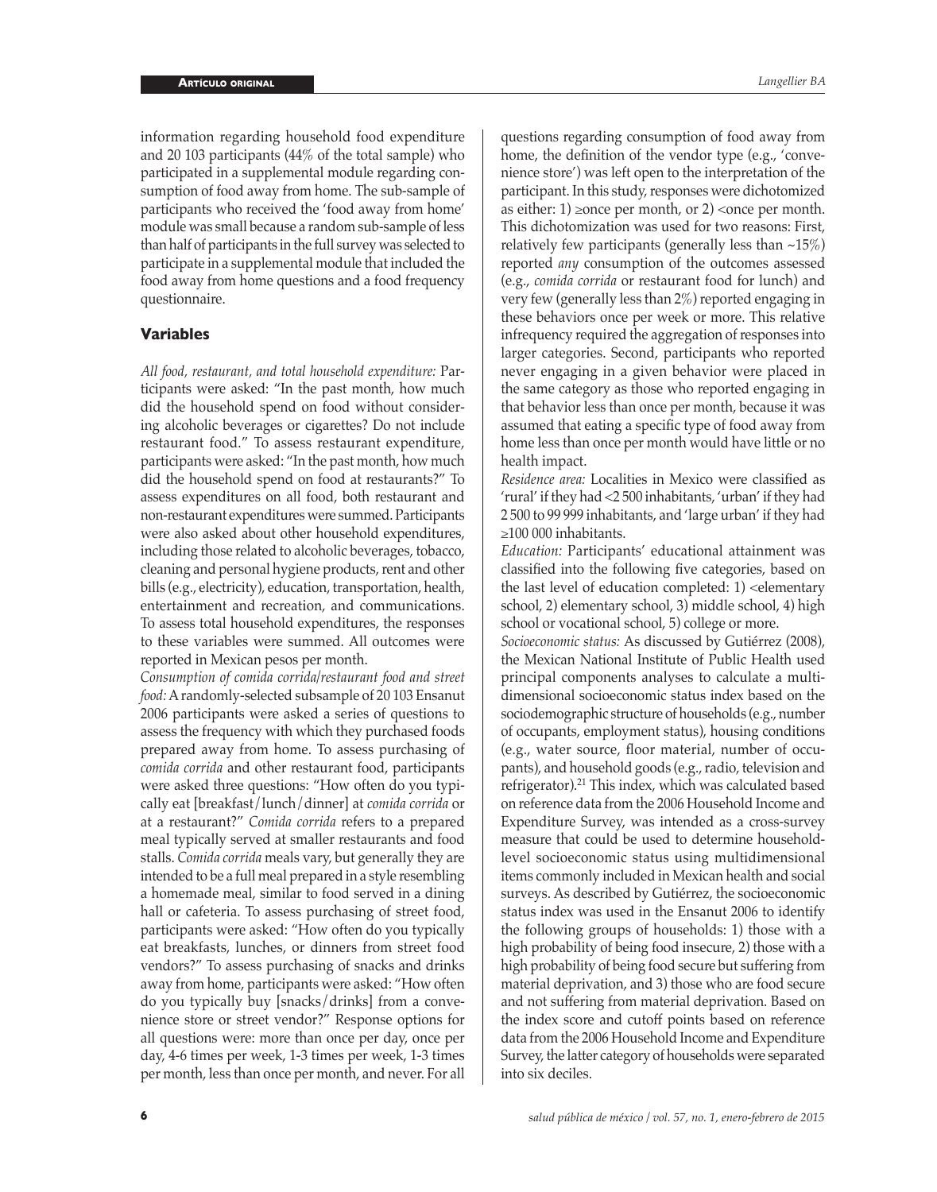information regarding household food expenditure and 20 103 participants (44% of the total sample) who participated in a supplemental module regarding consumption of food away from home. The sub-sample of participants who received the 'food away from home' module was small because a random sub-sample of less than half of participants in the full survey was selected to participate in a supplemental module that included the food away from home questions and a food frequency questionnaire.

## Variables

*All food, restaurant, and total household expenditure:* Participants were asked: "In the past month, how much did the household spend on food without considering alcoholic beverages or cigarettes? Do not include restaurant food." To assess restaurant expenditure, participants were asked: "In the past month, how much did the household spend on food at restaurants?" To assess expenditures on all food, both restaurant and non-restaurant expenditures were summed. Participants were also asked about other household expenditures, including those related to alcoholic beverages, tobacco, cleaning and personal hygiene products, rent and other bills (e.g., electricity), education, transportation, health, entertainment and recreation, and communications. To assess total household expenditures, the responses to these variables were summed. All outcomes were reported in Mexican pesos per month.

*Consumption of comida corrida/restaurant food and street food:* A randomly-selected subsample of 20 103 Ensanut 2006 participants were asked a series of questions to assess the frequency with which they purchased foods prepared away from home. To assess purchasing of *comida corrida* and other restaurant food, participants were asked three questions: "How often do you typically eat [breakfast/lunch/dinner] at *comida corrida* or at a restaurant?" *Comida corrida* refers to a prepared meal typically served at smaller restaurants and food stalls. *Comida corrida* meals vary, but generally they are intended to be a full meal prepared in a style resembling a homemade meal, similar to food served in a dining hall or cafeteria. To assess purchasing of street food, participants were asked: "How often do you typically eat breakfasts, lunches, or dinners from street food vendors?" To assess purchasing of snacks and drinks away from home, participants were asked: "How often do you typically buy [snacks/drinks] from a convenience store or street vendor?" Response options for all questions were: more than once per day, once per day, 4-6 times per week, 1-3 times per week, 1-3 times per month, less than once per month, and never. For all questions regarding consumption of food away from home, the definition of the vendor type (e.g., 'convenience store') was left open to the interpretation of the participant. In this study, responses were dichotomized as either: 1) ≥once per month, or 2) <once per month. This dichotomization was used for two reasons: First, relatively few participants (generally less than ~15%) reported *any* consumption of the outcomes assessed (e.g., *comida corrida* or restaurant food for lunch) and very few (generally less than 2%) reported engaging in these behaviors once per week or more. This relative infrequency required the aggregation of responses into larger categories. Second, participants who reported never engaging in a given behavior were placed in the same category as those who reported engaging in that behavior less than once per month, because it was assumed that eating a specific type of food away from home less than once per month would have little or no health impact.

*Residence area:* Localities in Mexico were classified as 'rural' if they had <2 500 inhabitants, 'urban' if they had 2 500 to 99 999 inhabitants, and 'large urban' if they had ≥100 000 inhabitants.

*Education:* Participants' educational attainment was classified into the following five categories, based on the last level of education completed: 1) <elementary school, 2) elementary school, 3) middle school, 4) high school or vocational school, 5) college or more.

*Socioeconomic status:* As discussed by Gutiérrez (2008), the Mexican National Institute of Public Health used principal components analyses to calculate a multidimensional socioeconomic status index based on the sociodemographic structure of households (e.g., number of occupants, employment status), housing conditions (e.g., water source, floor material, number of occupants), and household goods (e.g., radio, television and refrigerator).[21] This index, which was calculated based on reference data from the 2006 Household Income and Expenditure Survey, was intended as a cross-survey measure that could be used to determine household-level socioeconomic status using multidimensional items commonly included in Mexican health and social surveys. As described by Gutiérrez, the socioeconomic status index was used in the Ensanut 2006 to identify the following groups of households: 1) those with a high probability of being food insecure, 2) those with a high probability of being food secure but suffering from material deprivation, and 3) those who are food secure and not suffering from material deprivation. Based on the index score and cutoff points based on reference data from the 2006 Household Income and Expenditure Survey, the latter category of households were separated into six deciles.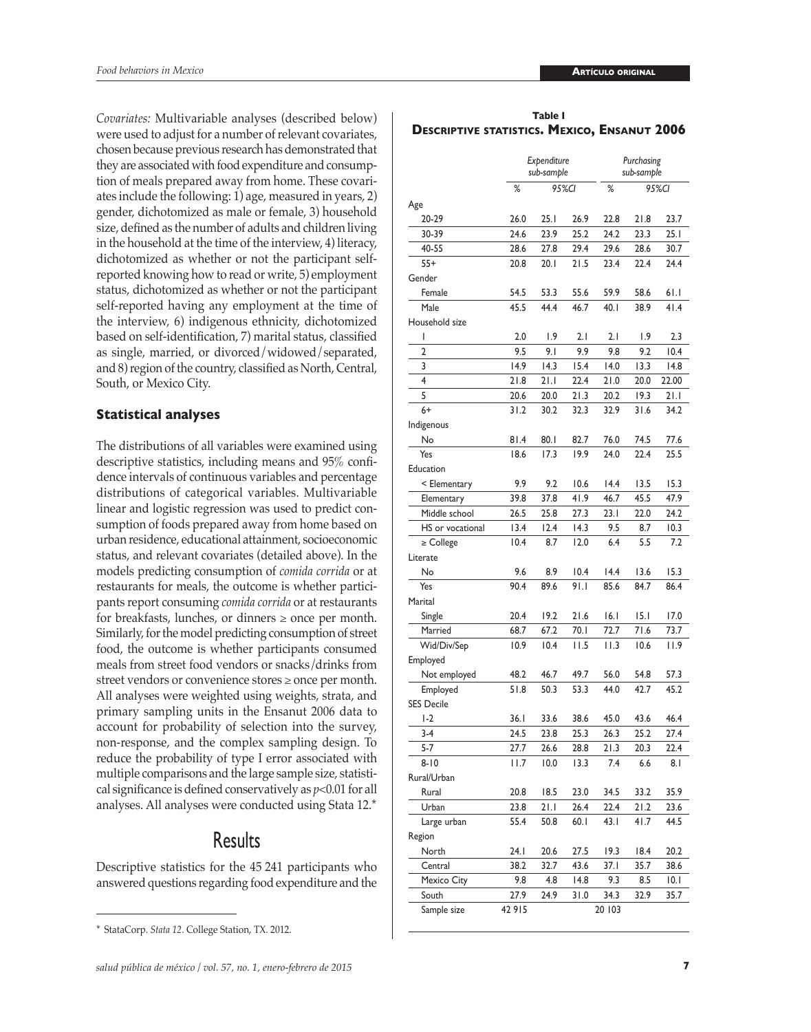*Covariates:* Multivariable analyses (described below) were used to adjust for a number of relevant covariates, chosen because previous research has demonstrated that they are associated with food expenditure and consumption of meals prepared away from home. These covariates include the following: 1) age, measured in years, 2) gender, dichotomized as male or female, 3) household size, defined as the number of adults and children living in the household at the time of the interview, 4) literacy, dichotomized as whether or not the participant self-reported knowing how to read or write, 5) employment status, dichotomized as whether or not the participant self-reported having any employment at the time of the interview, 6) indigenous ethnicity, dichotomized based on self-identification, 7) marital status, classified as single, married, or divorced/widowed/separated, and 8) region of the country, classified as North, Central, South, or Mexico City.

### Statistical analyses

The distributions of all variables were examined using descriptive statistics, including means and 95% confidence intervals of continuous variables and percentage distributions of categorical variables. Multivariable linear and logistic regression was used to predict consumption of foods prepared away from home based on urban residence, educational attainment, socioeconomic status, and relevant covariates (detailed above). In the models predicting consumption of *comida corrida* or at restaurants for meals, the outcome is whether participants report consuming *comida corrida* or at restaurants for breakfasts, lunches, or dinners ≥ once per month. Similarly, for the model predicting consumption of street food, the outcome is whether participants consumed meals from street food vendors or snacks/drinks from street vendors or convenience stores ≥ once per month. All analyses were weighted using weights, strata, and primary sampling units in the Ensanut 2006 data to account for probability of selection into the survey, non-response, and the complex sampling design. To reduce the probability of type I error associated with multiple comparisons and the large sample size, statistical significance is defined conservatively as $p<0.01$ for all analyses. All analyses were conducted using Stata 12.*

## Results

Descriptive statistics for the 45 241 participants who answered questions regarding food expenditure and the

**Table I**
**Descriptive statistics. Mexico, Ensanut 2006**

| | *Expenditure sub-sample* | | | *Purchasing sub-sample* | | |
|---|---|---|---|---|---|---|
| | % | *95%CI* | | % | *95%CI* | |
| Age | | | | | | |
| 20-29 | 26.0 | 25.1 | 26.9 | 22.8 | 21.8 | 23.7 |
| 30-39 | 24.6 | 23.9 | 25.2 | 24.2 | 23.3 | 25.1 |
| 40-55 | 28.6 | 27.8 | 29.4 | 29.6 | 28.6 | 30.7 |
| 55+ | 20.8 | 20.1 | 21.5 | 23.4 | 22.4 | 24.4 |
| Gender | | | | | | |
| Female | 54.5 | 53.3 | 55.6 | 59.9 | 58.6 | 61.1 |
| Male | 45.5 | 44.4 | 46.7 | 40.1 | 38.9 | 41.4 |
| Household size | | | | | | |
| 1 | 2.0 | 1.9 | 2.1 | 2.1 | 1.9 | 2.3 |
| 2 | 9.5 | 9.1 | 9.9 | 9.8 | 9.2 | 10.4 |
| 3 | 14.9 | 14.3 | 15.4 | 14.0 | 13.3 | 14.8 |
| 4 | 21.8 | 21.1 | 22.4 | 21.0 | 20.0 | 22.00 |
| 5 | 20.6 | 20.0 | 21.3 | 20.2 | 19.3 | 21.1 |
| 6+ | 31.2 | 30.2 | 32.3 | 32.9 | 31.6 | 34.2 |
| Indigenous | | | | | | |
| No | 81.4 | 80.1 | 82.7 | 76.0 | 74.5 | 77.6 |
| Yes | 18.6 | 17.3 | 19.9 | 24.0 | 22.4 | 25.5 |
| Education | | | | | | |
| < Elementary | 9.9 | 9.2 | 10.6 | 14.4 | 13.5 | 15.3 |
| Elementary | 39.8 | 37.8 | 41.9 | 46.7 | 45.5 | 47.9 |
| Middle school | 26.5 | 25.8 | 27.3 | 23.1 | 22.0 | 24.2 |
| HS or vocational | 13.4 | 12.4 | 14.3 | 9.5 | 8.7 | 10.3 |
| ≥ College | 10.4 | 8.7 | 12.0 | 6.4 | 5.5 | 7.2 |
| Literate | | | | | | |
| No | 9.6 | 8.9 | 10.4 | 14.4 | 13.6 | 15.3 |
| Yes | 90.4 | 89.6 | 91.1 | 85.6 | 84.7 | 86.4 |
| Marital | | | | | | |
| Single | 20.4 | 19.2 | 21.6 | 16.1 | 15.1 | 17.0 |
| Married | 68.7 | 67.2 | 70.1 | 72.7 | 71.6 | 73.7 |
| Wid/Div/Sep | 10.9 | 10.4 | 11.5 | 11.3 | 10.6 | 11.9 |
| Employed | | | | | | |
| Not employed | 48.2 | 46.7 | 49.7 | 56.0 | 54.8 | 57.3 |
| Employed | 51.8 | 50.3 | 53.3 | 44.0 | 42.7 | 45.2 |
| SES Decile | | | | | | |
| 1-2 | 36.1 | 33.6 | 38.6 | 45.0 | 43.6 | 46.4 |
| 3-4 | 24.5 | 23.8 | 25.3 | 26.3 | 25.2 | 27.4 |
| 5-7 | 27.7 | 26.6 | 28.8 | 21.3 | 20.3 | 22.4 |
| 8-10 | 11.7 | 10.0 | 13.3 | 7.4 | 6.6 | 8.1 |
| Rural/Urban | | | | | | |
| Rural | 20.8 | 18.5 | 23.0 | 34.5 | 33.2 | 35.9 |
| Urban | 23.8 | 21.1 | 26.4 | 22.4 | 21.2 | 23.6 |
| Large urban | 55.4 | 50.8 | 60.1 | 43.1 | 41.7 | 44.5 |
| Region | | | | | | |
| North | 24.1 | 20.6 | 27.5 | 19.3 | 18.4 | 20.2 |
| Central | 38.2 | 32.7 | 43.6 | 37.1 | 35.7 | 38.6 |
| Mexico City | 9.8 | 4.8 | 14.8 | 9.3 | 8.5 | 10.1 |
| South | 27.9 | 24.9 | 31.0 | 34.3 | 32.9 | 35.7 |
| Sample size | 42 915 | | | 20 103 | | |

\* StataCorp. *Stata 12*. College Station, TX. 2012.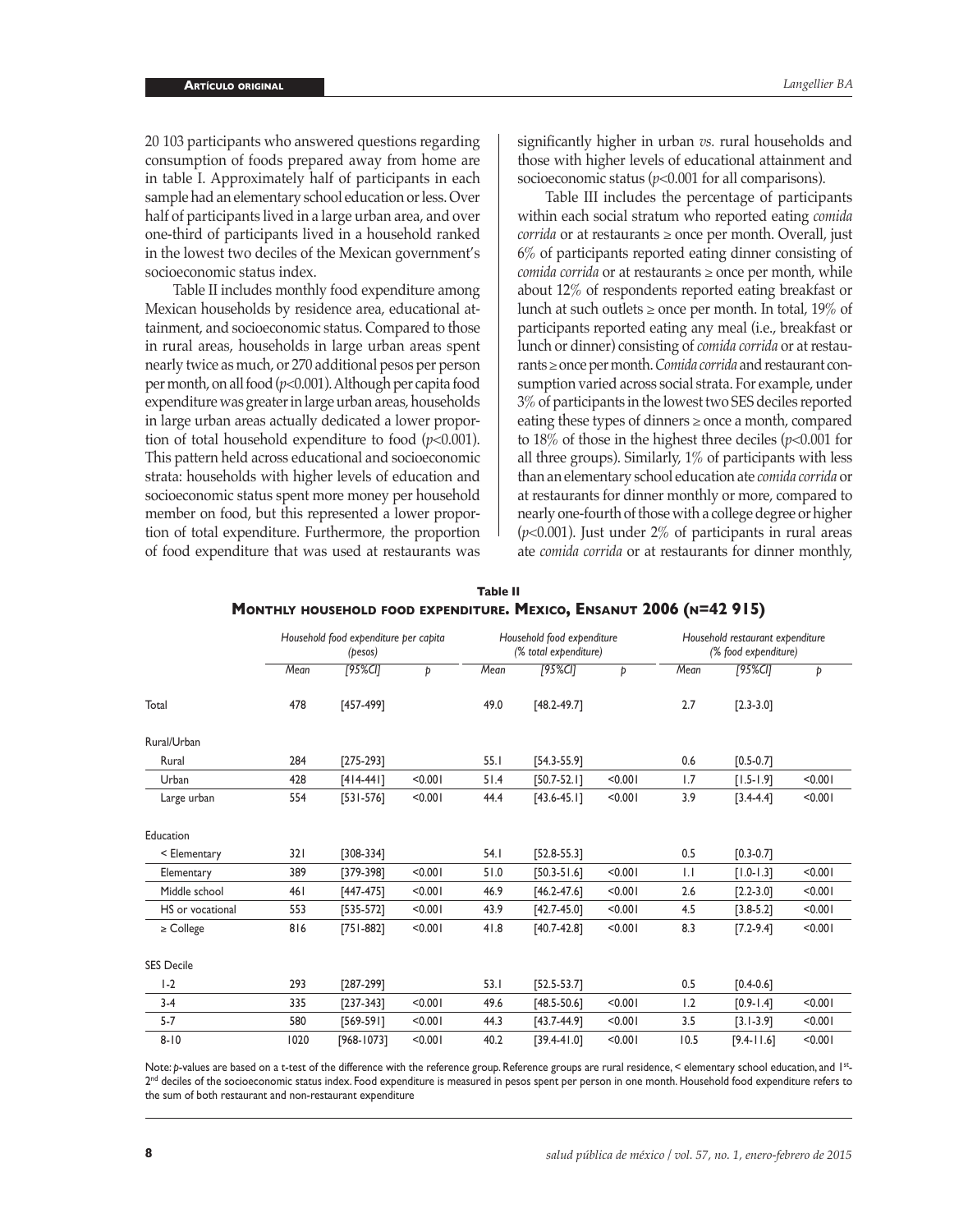20 103 participants who answered questions regarding consumption of foods prepared away from home are in table I. Approximately half of participants in each sample had an elementary school education or less. Over half of participants lived in a large urban area, and over one-third of participants lived in a household ranked in the lowest two deciles of the Mexican government's socioeconomic status index.

Table II includes monthly food expenditure among Mexican households by residence area, educational attainment, and socioeconomic status. Compared to those in rural areas, households in large urban areas spent nearly twice as much, or 270 additional pesos per person per month, on all food ($p$<0.001). Although per capita food expenditure was greater in large urban areas, households in large urban areas actually dedicated a lower proportion of total household expenditure to food ($p$<0.001). This pattern held across educational and socioeconomic strata: households with higher levels of education and socioeconomic status spent more money per household member on food, but this represented a lower proportion of total expenditure. Furthermore, the proportion of food expenditure that was used at restaurants was significantly higher in urban *vs.* rural households and those with higher levels of educational attainment and socioeconomic status ($p$<0.001 for all comparisons).

Table III includes the percentage of participants within each social stratum who reported eating *comida corrida* or at restaurants ≥ once per month. Overall, just 6% of participants reported eating dinner consisting of *comida corrida* or at restaurants ≥ once per month, while about 12% of respondents reported eating breakfast or lunch at such outlets ≥ once per month. In total, 19% of participants reported eating any meal (i.e., breakfast or lunch or dinner) consisting of *comida corrida* or at restaurants ≥ once per month. *Comida corrida* and restaurant consumption varied across social strata. For example, under 3% of participants in the lowest two SES deciles reported eating these types of dinners ≥ once a month, compared to 18% of those in the highest three deciles ($p$<0.001 for all three groups). Similarly, 1% of participants with less than an elementary school education ate *comida corrida* or at restaurants for dinner monthly or more, compared to nearly one-fourth of those with a college degree or higher ($p$<0.001). Just under 2% of participants in rural areas ate *comida corrida* or at restaurants for dinner monthly,

**Table II**
**Monthly household food expenditure. Mexico, Ensanut 2006 (n=42 915)**

| | *Household food expenditure per capita (pesos)* | | | *Household food expenditure (% total expenditure)* | | | *Household restaurant expenditure (% food expenditure)* | | |
|---|---|---|---|---|---|---|---|---|---|
| | *Mean* | *[95%CI]* | *p* | *Mean* | *[95%CI]* | *p* | *Mean* | *[95%CI]* | *p* |
| Total | 478 | [457-499] | | 49.0 | [48.2-49.7] | | 2.7 | [2.3-3.0] | |
| Rural/Urban | | | | | | | | | |
| Rural | 284 | [275-293] | | 55.1 | [54.3-55.9] | | 0.6 | [0.5-0.7] | |
| Urban | 428 | [414-441] | <0.001 | 51.4 | [50.7-52.1] | <0.001 | 1.7 | [1.5-1.9] | <0.001 |
| Large urban | 554 | [531-576] | <0.001 | 44.4 | [43.6-45.1] | <0.001 | 3.9 | [3.4-4.4] | <0.001 |
| Education | | | | | | | | | |
| < Elementary | 321 | [308-334] | | 54.1 | [52.8-55.3] | | 0.5 | [0.3-0.7] | |
| Elementary | 389 | [379-398] | <0.001 | 51.0 | [50.3-51.6] | <0.001 | 1.1 | [1.0-1.3] | <0.001 |
| Middle school | 461 | [447-475] | <0.001 | 46.9 | [46.2-47.6] | <0.001 | 2.6 | [2.2-3.0] | <0.001 |
| HS or vocational | 553 | [535-572] | <0.001 | 43.9 | [42.7-45.0] | <0.001 | 4.5 | [3.8-5.2] | <0.001 |
| ≥ College | 816 | [751-882] | <0.001 | 41.8 | [40.7-42.8] | <0.001 | 8.3 | [7.2-9.4] | <0.001 |
| SES Decile | | | | | | | | | |
| 1-2 | 293 | [287-299] | | 53.1 | [52.5-53.7] | | 0.5 | [0.4-0.6] | |
| 3-4 | 335 | [237-343] | <0.001 | 49.6 | [48.5-50.6] | <0.001 | 1.2 | [0.9-1.4] | <0.001 |
| 5-7 | 580 | [569-591] | <0.001 | 44.3 | [43.7-44.9] | <0.001 | 3.5 | [3.1-3.9] | <0.001 |
| 8-10 | 1020 | [968-1073] | <0.001 | 40.2 | [39.4-41.0] | <0.001 | 10.5 | [9.4-11.6] | <0.001 |

Note: $p$-values are based on a t-test of the difference with the reference group. Reference groups are rural residence, < elementary school education, and 1st-2nd deciles of the socioeconomic status index. Food expenditure is measured in pesos spent per person in one month. Household food expenditure refers to the sum of both restaurant and non-restaurant expenditure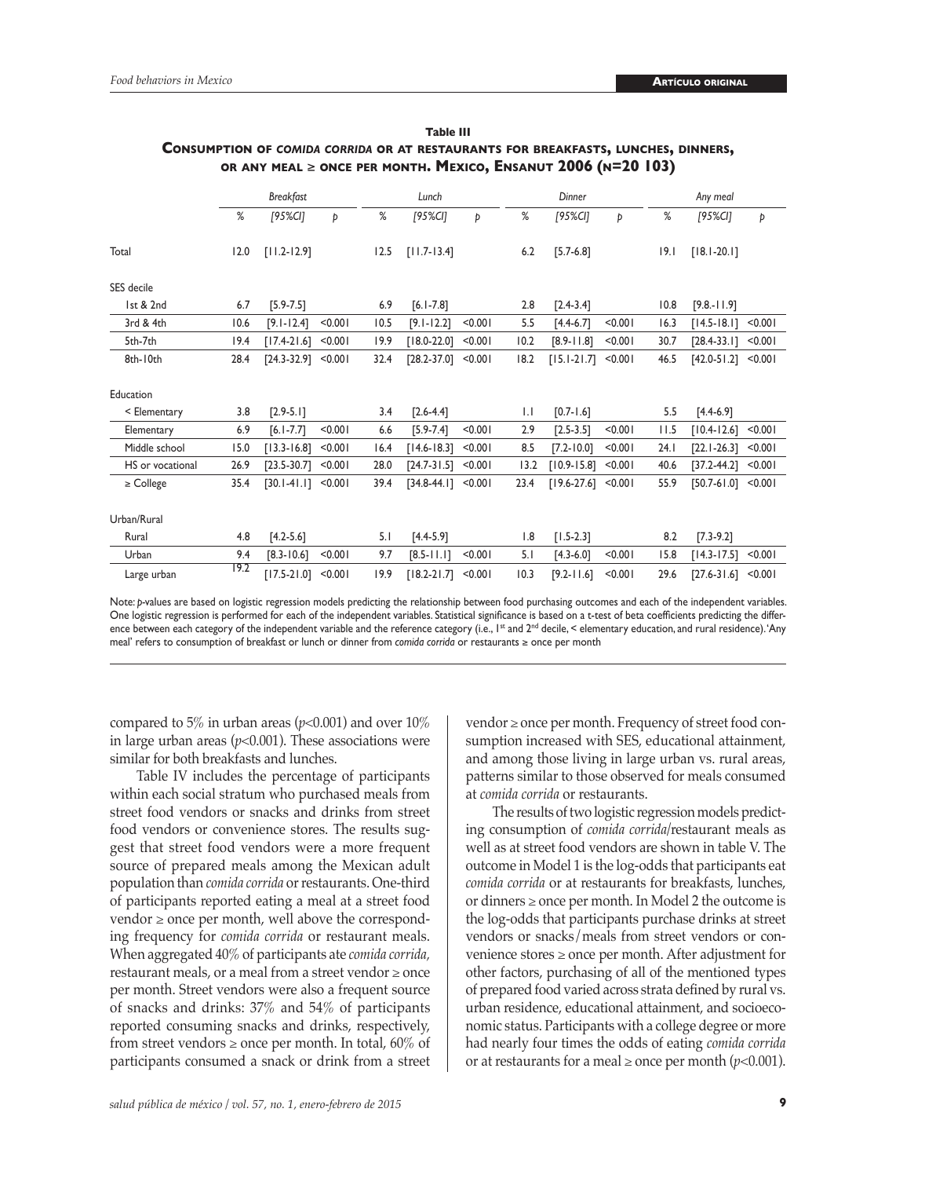**Table III**

**Consumption of *comida corrida* or at restaurants for breakfasts, lunches, dinners, or any meal ≥ once per month. Mexico, Ensanut 2006 (n=20 103)**

| | Breakfast | | | Lunch | | | Dinner | | | Any meal | | |
|---|---|---|---|---|---|---|---|---|---|---|---|---|
| | % | [95%CI] | p | % | [95%CI] | p | % | [95%CI] | p | % | [95%CI] | p |
| Total | 12.0 | [11.2-12.9] | | 12.5 | [11.7-13.4] | | 6.2 | [5.7-6.8] | | 19.1 | [18.1-20.1] | |
| SES decile | | | | | | | | | | | | |
| 1st & 2nd | 6.7 | [5.9-7.5] | | 6.9 | [6.1-7.8] | | 2.8 | [2.4-3.4] | | 10.8 | [9.8.-11.9] | |
| 3rd & 4th | 10.6 | [9.1-12.4] | <0.001 | 10.5 | [9.1-12.2] | <0.001 | 5.5 | [4.4-6.7] | <0.001 | 16.3 | [14.5-18.1] | <0.001 |
| 5th-7th | 19.4 | [17.4-21.6] | <0.001 | 19.9 | [18.0-22.0] | <0.001 | 10.2 | [8.9-11.8] | <0.001 | 30.7 | [28.4-33.1] | <0.001 |
| 8th-10th | 28.4 | [24.3-32.9] | <0.001 | 32.4 | [28.2-37.0] | <0.001 | 18.2 | [15.1-21.7] | <0.001 | 46.5 | [42.0-51.2] | <0.001 |
| Education | | | | | | | | | | | | |
| < Elementary | 3.8 | [2.9-5.1] | | 3.4 | [2.6-4.4] | | 1.1 | [0.7-1.6] | | 5.5 | [4.4-6.9] | |
| Elementary | 6.9 | [6.1-7.7] | <0.001 | 6.6 | [5.9-7.4] | <0.001 | 2.9 | [2.5-3.5] | <0.001 | 11.5 | [10.4-12.6] | <0.001 |
| Middle school | 15.0 | [13.3-16.8] | <0.001 | 16.4 | [14.6-18.3] | <0.001 | 8.5 | [7.2-10.0] | <0.001 | 24.1 | [22.1-26.3] | <0.001 |
| HS or vocational | 26.9 | [23.5-30.7] | <0.001 | 28.0 | [24.7-31.5] | <0.001 | 13.2 | [10.9-15.8] | <0.001 | 40.6 | [37.2-44.2] | <0.001 |
| ≥ College | 35.4 | [30.1-41.1] | <0.001 | 39.4 | [34.8-44.1] | <0.001 | 23.4 | [19.6-27.6] | <0.001 | 55.9 | [50.7-61.0] | <0.001 |
| Urban/Rural | | | | | | | | | | | | |
| Rural | 4.8 | [4.2-5.6] | | 5.1 | [4.4-5.9] | | 1.8 | [1.5-2.3] | | 8.2 | [7.3-9.2] | |
| Urban | 9.4 | [8.3-10.6] | <0.001 | 9.7 | [8.5-11.1] | <0.001 | 5.1 | [4.3-6.0] | <0.001 | 15.8 | [14.3-17.5] | <0.001 |
| Large urban | 19.2 | [17.5-21.0] | <0.001 | 19.9 | [18.2-21.7] | <0.001 | 10.3 | [9.2-11.6] | <0.001 | 29.6 | [27.6-31.6] | <0.001 |

Note: *p*-values are based on logistic regression models predicting the relationship between food purchasing outcomes and each of the independent variables. One logistic regression is performed for each of the independent variables. Statistical significance is based on a t-test of beta coefficients predicting the difference between each category of the independent variable and the reference category (i.e., 1st and 2nd decile, < elementary education, and rural residence). 'Any meal' refers to consumption of breakfast or lunch or dinner from *comida corrida* or restaurants ≥ once per month

compared to 5% in urban areas ($p<0.001$) and over 10% in large urban areas ($p<0.001$). These associations were similar for both breakfasts and lunches.

Table IV includes the percentage of participants within each social stratum who purchased meals from street food vendors or snacks and drinks from street food vendors or convenience stores. The results suggest that street food vendors were a more frequent source of prepared meals among the Mexican adult population than *comida corrida* or restaurants. One-third of participants reported eating a meal at a street food vendor ≥ once per month, well above the corresponding frequency for *comida corrida* or restaurant meals. When aggregated 40% of participants ate *comida corrida*, restaurant meals, or a meal from a street vendor ≥ once per month. Street vendors were also a frequent source of snacks and drinks: 37% and 54% of participants reported consuming snacks and drinks, respectively, from street vendors ≥ once per month. In total, 60% of participants consumed a snack or drink from a street vendor ≥ once per month. Frequency of street food consumption increased with SES, educational attainment, and among those living in large urban vs. rural areas, patterns similar to those observed for meals consumed at *comida corrida* or restaurants.

The results of two logistic regression models predicting consumption of *comida corrida*/restaurant meals as well as at street food vendors are shown in table V. The outcome in Model 1 is the log-odds that participants eat *comida corrida* or at restaurants for breakfasts, lunches, or dinners ≥ once per month. In Model 2 the outcome is the log-odds that participants purchase drinks at street vendors or snacks/meals from street vendors or convenience stores ≥ once per month. After adjustment for other factors, purchasing of all of the mentioned types of prepared food varied across strata defined by rural vs. urban residence, educational attainment, and socioeconomic status. Participants with a college degree or more had nearly four times the odds of eating *comida corrida* or at restaurants for a meal ≥ once per month ($p<0.001$).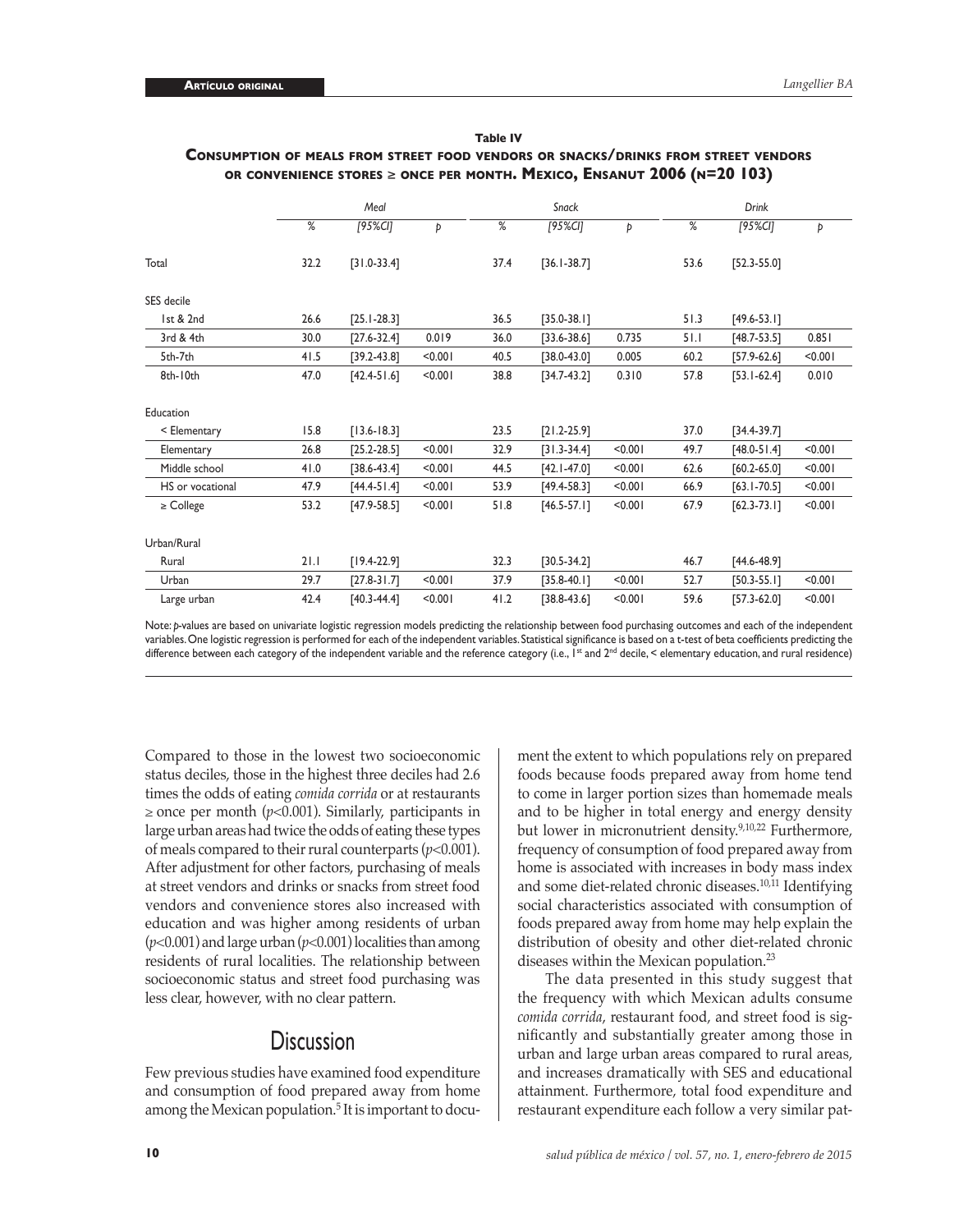**Table IV**

**Consumption of meals from street food vendors or snacks/drinks from street vendors or convenience stores ≥ once per month. Mexico, Ensanut 2006 (n=20 103)**

| | Meal | | | Snack | | | Drink | | |
|---|---|---|---|---|---|---|---|---|---|
| | % | [95%CI] | p | % | [95%CI] | p | % | [95%CI] | p |
| Total | 32.2 | [31.0-33.4] | | 37.4 | [36.1-38.7] | | 53.6 | [52.3-55.0] | |
| SES decile | | | | | | | | | |
| 1st & 2nd | 26.6 | [25.1-28.3] | | 36.5 | [35.0-38.1] | | 51.3 | [49.6-53.1] | |
| 3rd & 4th | 30.0 | [27.6-32.4] | 0.019 | 36.0 | [33.6-38.6] | 0.735 | 51.1 | [48.7-53.5] | 0.851 |
| 5th-7th | 41.5 | [39.2-43.8] | <0.001 | 40.5 | [38.0-43.0] | 0.005 | 60.2 | [57.9-62.6] | <0.001 |
| 8th-10th | 47.0 | [42.4-51.6] | <0.001 | 38.8 | [34.7-43.2] | 0.310 | 57.8 | [53.1-62.4] | 0.010 |
| Education | | | | | | | | | |
| < Elementary | 15.8 | [13.6-18.3] | | 23.5 | [21.2-25.9] | | 37.0 | [34.4-39.7] | |
| Elementary | 26.8 | [25.2-28.5] | <0.001 | 32.9 | [31.3-34.4] | <0.001 | 49.7 | [48.0-51.4] | <0.001 |
| Middle school | 41.0 | [38.6-43.4] | <0.001 | 44.5 | [42.1-47.0] | <0.001 | 62.6 | [60.2-65.0] | <0.001 |
| HS or vocational | 47.9 | [44.4-51.4] | <0.001 | 53.9 | [49.4-58.3] | <0.001 | 66.9 | [63.1-70.5] | <0.001 |
| ≥ College | 53.2 | [47.9-58.5] | <0.001 | 51.8 | [46.5-57.1] | <0.001 | 67.9 | [62.3-73.1] | <0.001 |
| Urban/Rural | | | | | | | | | |
| Rural | 21.1 | [19.4-22.9] | | 32.3 | [30.5-34.2] | | 46.7 | [44.6-48.9] | |
| Urban | 29.7 | [27.8-31.7] | <0.001 | 37.9 | [35.8-40.1] | <0.001 | 52.7 | [50.3-55.1] | <0.001 |
| Large urban | 42.4 | [40.3-44.4] | <0.001 | 41.2 | [38.8-43.6] | <0.001 | 59.6 | [57.3-62.0] | <0.001 |

Note: *p*-values are based on univariate logistic regression models predicting the relationship between food purchasing outcomes and each of the independent variables. One logistic regression is performed for each of the independent variables. Statistical significance is based on a t-test of beta coefficients predicting the difference between each category of the independent variable and the reference category (i.e., 1st and 2nd decile, < elementary education, and rural residence)

Compared to those in the lowest two socioeconomic status deciles, those in the highest three deciles had 2.6 times the odds of eating *comida corrida* or at restaurants ≥ once per month ($p<0.001$). Similarly, participants in large urban areas had twice the odds of eating these types of meals compared to their rural counterparts ($p<0.001$). After adjustment for other factors, purchasing of meals at street vendors and drinks or snacks from street food vendors and convenience stores also increased with education and was higher among residents of urban ($p<0.001$) and large urban ($p<0.001$) localities than among residents of rural localities. The relationship between socioeconomic status and street food purchasing was less clear, however, with no clear pattern.

## Discussion

Few previous studies have examined food expenditure and consumption of food prepared away from home among the Mexican population.[5] It is important to document the extent to which populations rely on prepared foods because foods prepared away from home tend to come in larger portion sizes than homemade meals and to be higher in total energy and energy density but lower in micronutrient density.[9,10,22] Furthermore, frequency of consumption of food prepared away from home is associated with increases in body mass index and some diet-related chronic diseases.[10,11] Identifying social characteristics associated with consumption of foods prepared away from home may help explain the distribution of obesity and other diet-related chronic diseases within the Mexican population.[23]

The data presented in this study suggest that the frequency with which Mexican adults consume *comida corrida*, restaurant food, and street food is significantly and substantially greater among those in urban and large urban areas compared to rural areas, and increases dramatically with SES and educational attainment. Furthermore, total food expenditure and restaurant expenditure each follow a very similar pat-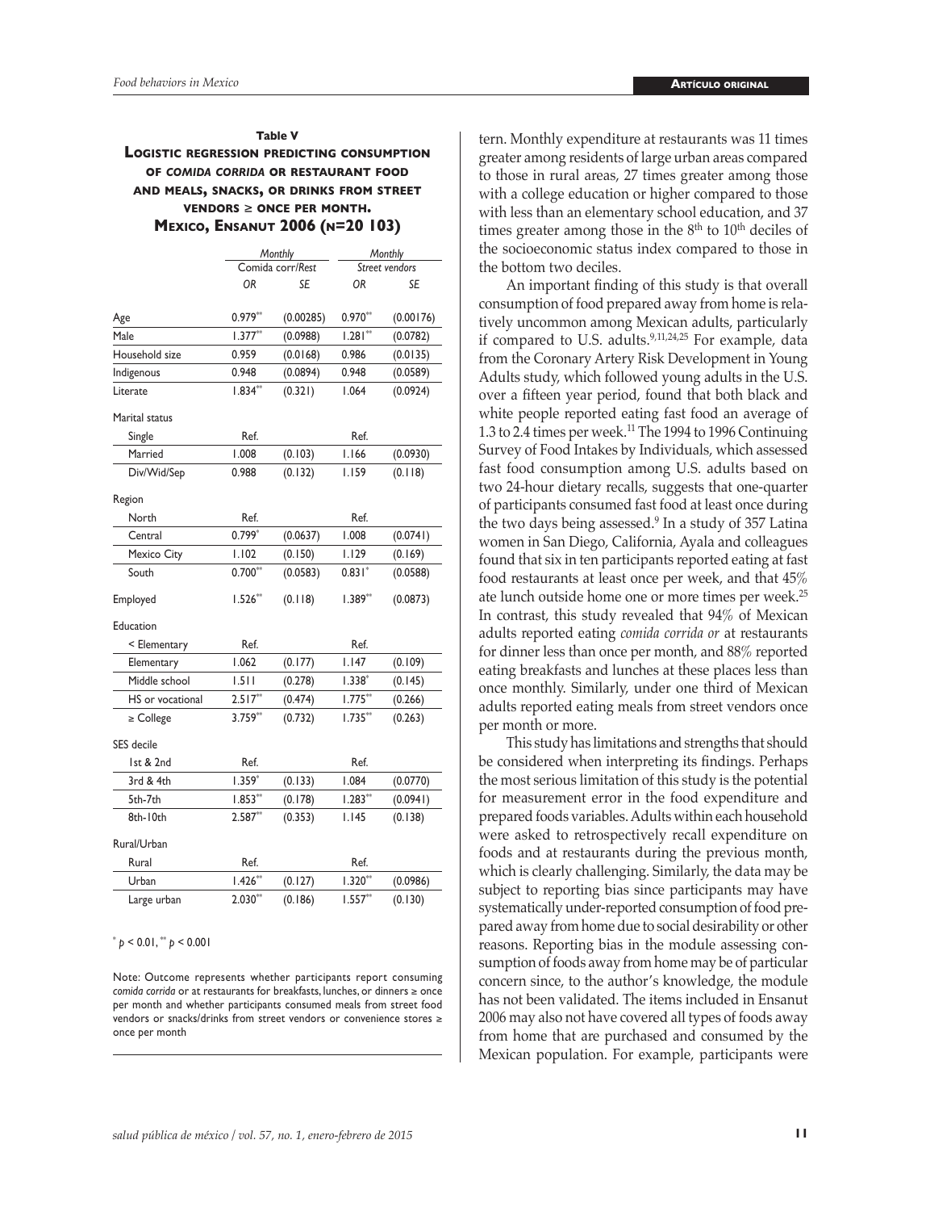**Table V**

**Logistic regression predicting consumption of *comida corrida* or restaurant food and meals, snacks, or drinks from street vendors ≥ once per month. Mexico, Ensanut 2006 (n=20 103)**

| | Monthly Comida corr/Rest | | Monthly Street vendors | |
|---|---|---|---|---|
| | *OR* | *SE* | *OR* | *SE* |
| Age | 0.979** | (0.00285) | 0.970** | (0.00176) |
| Male | 1.377** | (0.0988) | 1.281** | (0.0782) |
| Household size | 0.959 | (0.0168) | 0.986 | (0.0135) |
| Indigenous | 0.948 | (0.0894) | 0.948 | (0.0589) |
| Literate | 1.834** | (0.321) | 1.064 | (0.0924) |
| Marital status | | | | |
| Single | Ref. | | Ref. | |
| Married | 1.008 | (0.103) | 1.166 | (0.0930) |
| Div/Wid/Sep | 0.988 | (0.132) | 1.159 | (0.118) |
| Region | | | | |
| North | Ref. | | Ref. | |
| Central | 0.799* | (0.0637) | 1.008 | (0.0741) |
| Mexico City | 1.102 | (0.150) | 1.129 | (0.169) |
| South | 0.700** | (0.0583) | 0.831* | (0.0588) |
| Employed | 1.526** | (0.118) | 1.389** | (0.0873) |
| Education | | | | |
| < Elementary | Ref. | | Ref. | |
| Elementary | 1.062 | (0.177) | 1.147 | (0.109) |
| Middle school | 1.511 | (0.278) | 1.338* | (0.145) |
| HS or vocational | 2.517** | (0.474) | 1.775** | (0.266) |
| ≥ College | 3.759** | (0.732) | 1.735** | (0.263) |
| SES decile | | | | |
| 1st & 2nd | Ref. | | Ref. | |
| 3rd & 4th | 1.359* | (0.133) | 1.084 | (0.0770) |
| 5th-7th | 1.853** | (0.178) | 1.283** | (0.0941) |
| 8th-10th | 2.587** | (0.353) | 1.145 | (0.138) |
| Rural/Urban | | | | |
| Rural | Ref. | | Ref. | |
| Urban | 1.426** | (0.127) | 1.320** | (0.0986) |
| Large urban | 2.030** | (0.186) | 1.557** | (0.130) |

\* $p < 0.01$, ** $p < 0.001$

Note: Outcome represents whether participants report consuming *comida corrida* or at restaurants for breakfasts, lunches, or dinners ≥ once per month and whether participants consumed meals from street food vendors or snacks/drinks from street vendors or convenience stores ≥ once per month

tern. Monthly expenditure at restaurants was 11 times greater among residents of large urban areas compared to those in rural areas, 27 times greater among those with a college education or higher compared to those with less than an elementary school education, and 37 times greater among those in the $8^{th}$ to $10^{th}$ deciles of the socioeconomic status index compared to those in the bottom two deciles.

An important finding of this study is that overall consumption of food prepared away from home is relatively uncommon among Mexican adults, particularly if compared to U.S. adults.[9,11,24,25] For example, data from the Coronary Artery Risk Development in Young Adults study, which followed young adults in the U.S. over a fifteen year period, found that both black and white people reported eating fast food an average of 1.3 to 2.4 times per week.[11] The 1994 to 1996 Continuing Survey of Food Intakes by Individuals, which assessed fast food consumption among U.S. adults based on two 24-hour dietary recalls, suggests that one-quarter of participants consumed fast food at least once during the two days being assessed.[9] In a study of 357 Latina women in San Diego, California, Ayala and colleagues found that six in ten participants reported eating at fast food restaurants at least once per week, and that 45% ate lunch outside home one or more times per week.[25] In contrast, this study revealed that 94% of Mexican adults reported eating *comida corrida or* at restaurants for dinner less than once per month, and 88% reported eating breakfasts and lunches at these places less than once monthly. Similarly, under one third of Mexican adults reported eating meals from street vendors once per month or more.

This study has limitations and strengths that should be considered when interpreting its findings. Perhaps the most serious limitation of this study is the potential for measurement error in the food expenditure and prepared foods variables. Adults within each household were asked to retrospectively recall expenditure on foods and at restaurants during the previous month, which is clearly challenging. Similarly, the data may be subject to reporting bias since participants may have systematically under-reported consumption of food prepared away from home due to social desirability or other reasons. Reporting bias in the module assessing consumption of foods away from home may be of particular concern since, to the author's knowledge, the module has not been validated. The items included in Ensanut 2006 may also not have covered all types of foods away from home that are purchased and consumed by the Mexican population. For example, participants were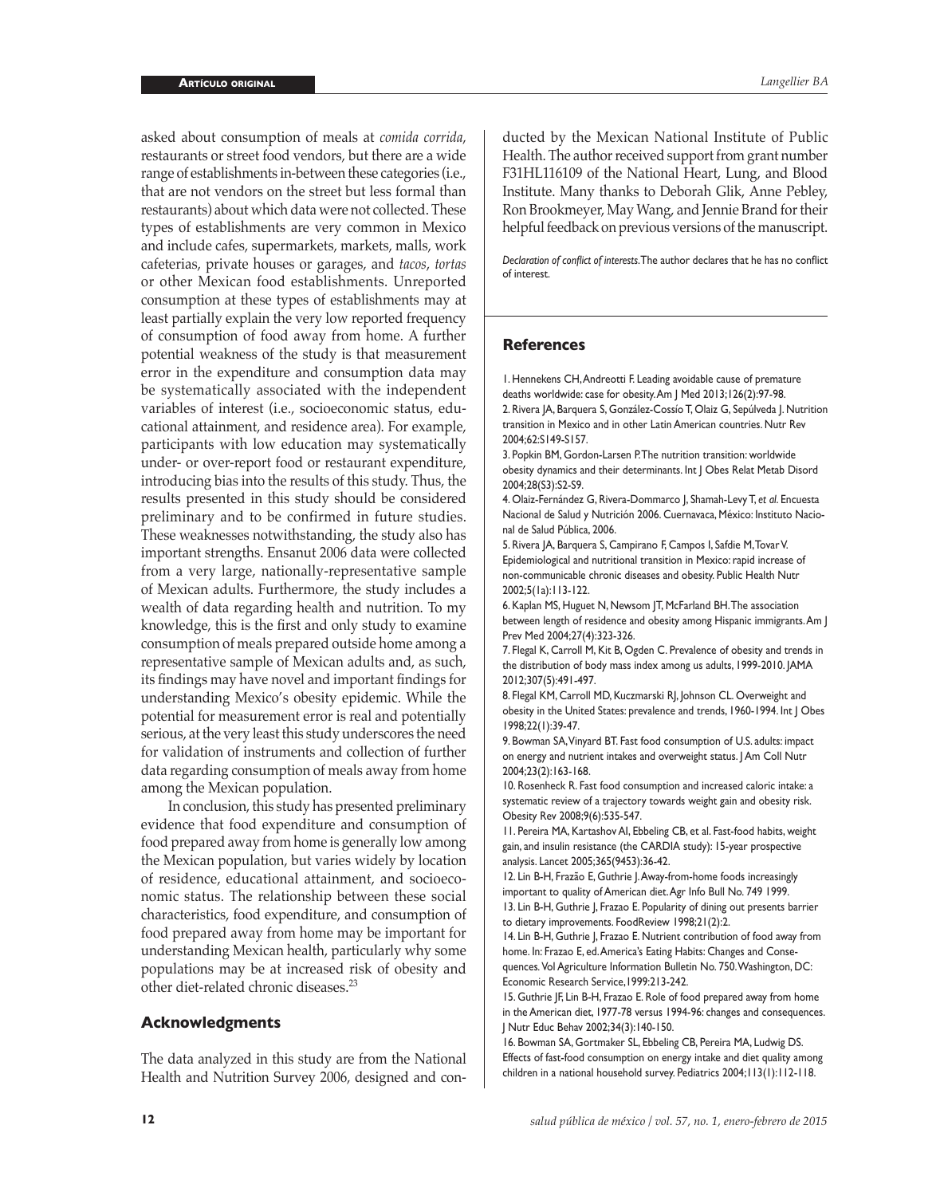asked about consumption of meals at *comida corrida*, restaurants or street food vendors, but there are a wide range of establishments in-between these categories (i.e., that are not vendors on the street but less formal than restaurants) about which data were not collected. These types of establishments are very common in Mexico and include cafes, supermarkets, markets, malls, work cafeterias, private houses or garages, and *tacos*, *tortas* or other Mexican food establishments. Unreported consumption at these types of establishments may at least partially explain the very low reported frequency of consumption of food away from home. A further potential weakness of the study is that measurement error in the expenditure and consumption data may be systematically associated with the independent variables of interest (i.e., socioeconomic status, educational attainment, and residence area). For example, participants with low education may systematically under- or over-report food or restaurant expenditure, introducing bias into the results of this study. Thus, the results presented in this study should be considered preliminary and to be confirmed in future studies. These weaknesses notwithstanding, the study also has important strengths. Ensanut 2006 data were collected from a very large, nationally-representative sample of Mexican adults. Furthermore, the study includes a wealth of data regarding health and nutrition. To my knowledge, this is the first and only study to examine consumption of meals prepared outside home among a representative sample of Mexican adults and, as such, its findings may have novel and important findings for understanding Mexico's obesity epidemic. While the potential for measurement error is real and potentially serious, at the very least this study underscores the need for validation of instruments and collection of further data regarding consumption of meals away from home among the Mexican population.

In conclusion, this study has presented preliminary evidence that food expenditure and consumption of food prepared away from home is generally low among the Mexican population, but varies widely by location of residence, educational attainment, and socioeconomic status. The relationship between these social characteristics, food expenditure, and consumption of food prepared away from home may be important for understanding Mexican health, particularly why some populations may be at increased risk of obesity and other diet-related chronic diseases.[23]

## Acknowledgments

The data analyzed in this study are from the National Health and Nutrition Survey 2006, designed and conducted by the Mexican National Institute of Public Health. The author received support from grant number F31HL116109 of the National Heart, Lung, and Blood Institute. Many thanks to Deborah Glik, Anne Pebley, Ron Brookmeyer, May Wang, and Jennie Brand for their helpful feedback on previous versions of the manuscript.

*Declaration of conflict of interests.* The author declares that he has no conflict of interest.

## References

1. Hennekens CH, Andreotti F. Leading avoidable cause of premature deaths worldwide: case for obesity. Am J Med 2013;126(2):97-98.
2. Rivera JA, Barquera S, González-Cossío T, Olaiz G, Sepúlveda J. Nutrition transition in Mexico and in other Latin American countries. Nutr Rev 2004;62:S149-S157.
3. Popkin BM, Gordon-Larsen P. The nutrition transition: worldwide obesity dynamics and their determinants. Int J Obes Relat Metab Disord 2004;28(S3):S2-S9.
4. Olaiz-Fernández G, Rivera-Dommarco J, Shamah-Levy T, *et al.* Encuesta Nacional de Salud y Nutrición 2006. Cuernavaca, México: Instituto Nacional de Salud Pública, 2006.
5. Rivera JA, Barquera S, Campirano F, Campos I, Safdie M, Tovar V. Epidemiological and nutritional transition in Mexico: rapid increase of non-communicable chronic diseases and obesity. Public Health Nutr 2002;5(1a):113-122.
6. Kaplan MS, Huguet N, Newsom JT, McFarland BH. The association between length of residence and obesity among Hispanic immigrants. Am J Prev Med 2004;27(4):323-326.
7. Flegal K, Carroll M, Kit B, Ogden C. Prevalence of obesity and trends in the distribution of body mass index among us adults, 1999-2010. JAMA 2012;307(5):491-497.
8. Flegal KM, Carroll MD, Kuczmarski RJ, Johnson CL. Overweight and obesity in the United States: prevalence and trends, 1960-1994. Int J Obes 1998;22(1):39-47.
9. Bowman SA, Vinyard BT. Fast food consumption of U.S. adults: impact on energy and nutrient intakes and overweight status. J Am Coll Nutr 2004;23(2):163-168.
10. Rosenheck R. Fast food consumption and increased caloric intake: a systematic review of a trajectory towards weight gain and obesity risk. Obesity Rev 2008;9(6):535-547.
11. Pereira MA, Kartashov AI, Ebbeling CB, et al. Fast-food habits, weight gain, and insulin resistance (the CARDIA study): 15-year prospective analysis. Lancet 2005;365(9453):36-42.
12. Lin B-H, Frazão E, Guthrie J. Away-from-home foods increasingly important to quality of American diet. Agr Info Bull No. 749 1999.
13. Lin B-H, Guthrie J, Frazao E. Popularity of dining out presents barrier to dietary improvements. FoodReview 1998;21(2):2.
14. Lin B-H, Guthrie J, Frazao E. Nutrient contribution of food away from home. In: Frazao E, ed. America's Eating Habits: Changes and Consequences. Vol Agriculture Information Bulletin No. 750. Washington, DC: Economic Research Service, 1999:213-242.
15. Guthrie JF, Lin B-H, Frazao E. Role of food prepared away from home in the American diet, 1977-78 versus 1994-96: changes and consequences. J Nutr Educ Behav 2002;34(3):140-150.
16. Bowman SA, Gortmaker SL, Ebbeling CB, Pereira MA, Ludwig DS. Effects of fast-food consumption on energy intake and diet quality among children in a national household survey. Pediatrics 2004;113(1):112-118.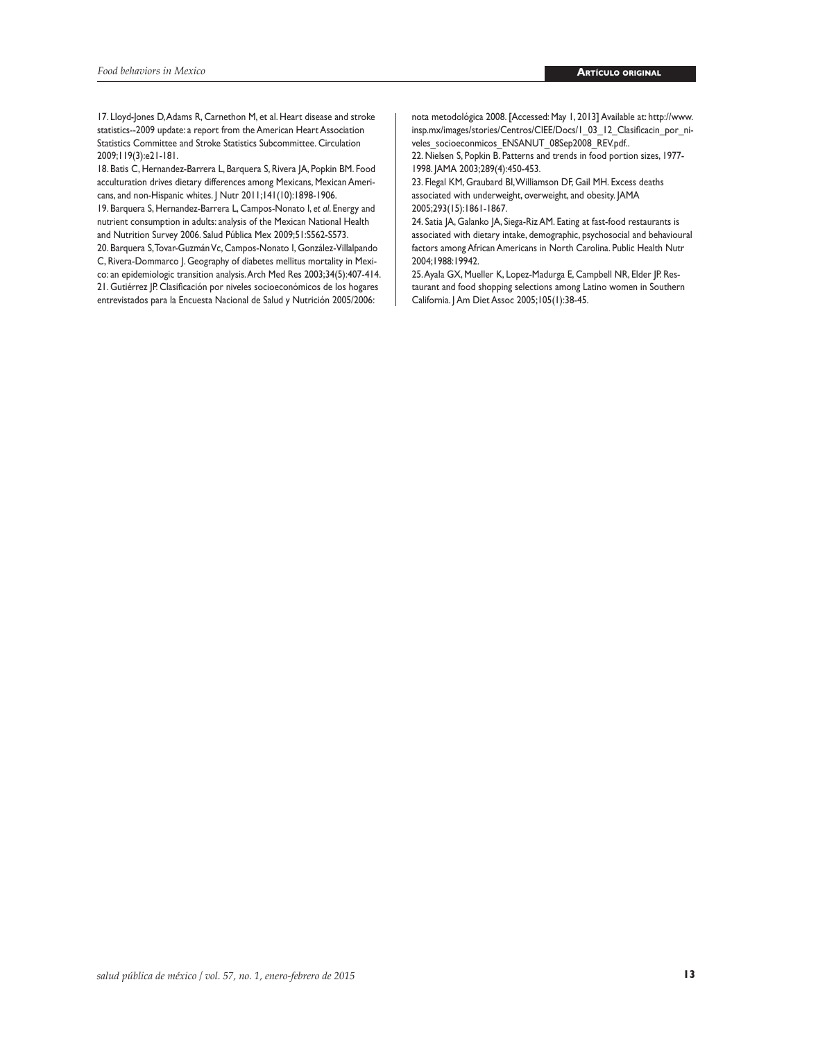17. Lloyd-Jones D, Adams R, Carnethon M, et al. Heart disease and stroke statistics--2009 update: a report from the American Heart Association Statistics Committee and Stroke Statistics Subcommittee. Circulation 2009;119(3):e21-181.

18. Batis C, Hernandez-Barrera L, Barquera S, Rivera JA, Popkin BM. Food acculturation drives dietary differences among Mexicans, Mexican Americans, and non-Hispanic whites. J Nutr 2011;141(10):1898-1906.

19. Barquera S, Hernandez-Barrera L, Campos-Nonato I, *et al*. Energy and nutrient consumption in adults: analysis of the Mexican National Health and Nutrition Survey 2006. Salud Pública Mex 2009;51:S562-S573.

20. Barquera S, Tovar-Guzmán Vc, Campos-Nonato I, González-Villalpando C, Rivera-Dommarco J. Geography of diabetes mellitus mortality in Mexico: an epidemiologic transition analysis. Arch Med Res 2003;34(5):407-414.

21. Gutiérrez JP. Clasificación por niveles socioeconómicos de los hogares entrevistados para la Encuesta Nacional de Salud y Nutrición 2005/2006: nota metodológica 2008. [Accessed: May 1, 2013] Available at: http://www.insp.mx/images/stories/Centros/CIEE/Docs/1_03_12_Clasificacin_por_niveles_socioeconmicos_ENSANUT_08Sep2008_REV.pdf..

22. Nielsen S, Popkin B. Patterns and trends in food portion sizes, 1977-1998. JAMA 2003;289(4):450-453.

23. Flegal KM, Graubard BI, Williamson DF, Gail MH. Excess deaths associated with underweight, overweight, and obesity. JAMA 2005;293(15):1861-1867.

24. Satia JA, Galanko JA, Siega-Riz AM. Eating at fast-food restaurants is associated with dietary intake, demographic, psychosocial and behavioural factors among African Americans in North Carolina. Public Health Nutr 2004;1988:19942.

25. Ayala GX, Mueller K, Lopez-Madurga E, Campbell NR, Elder JP. Restaurant and food shopping selections among Latino women in Southern California. J Am Diet Assoc 2005;105(1):38-45.